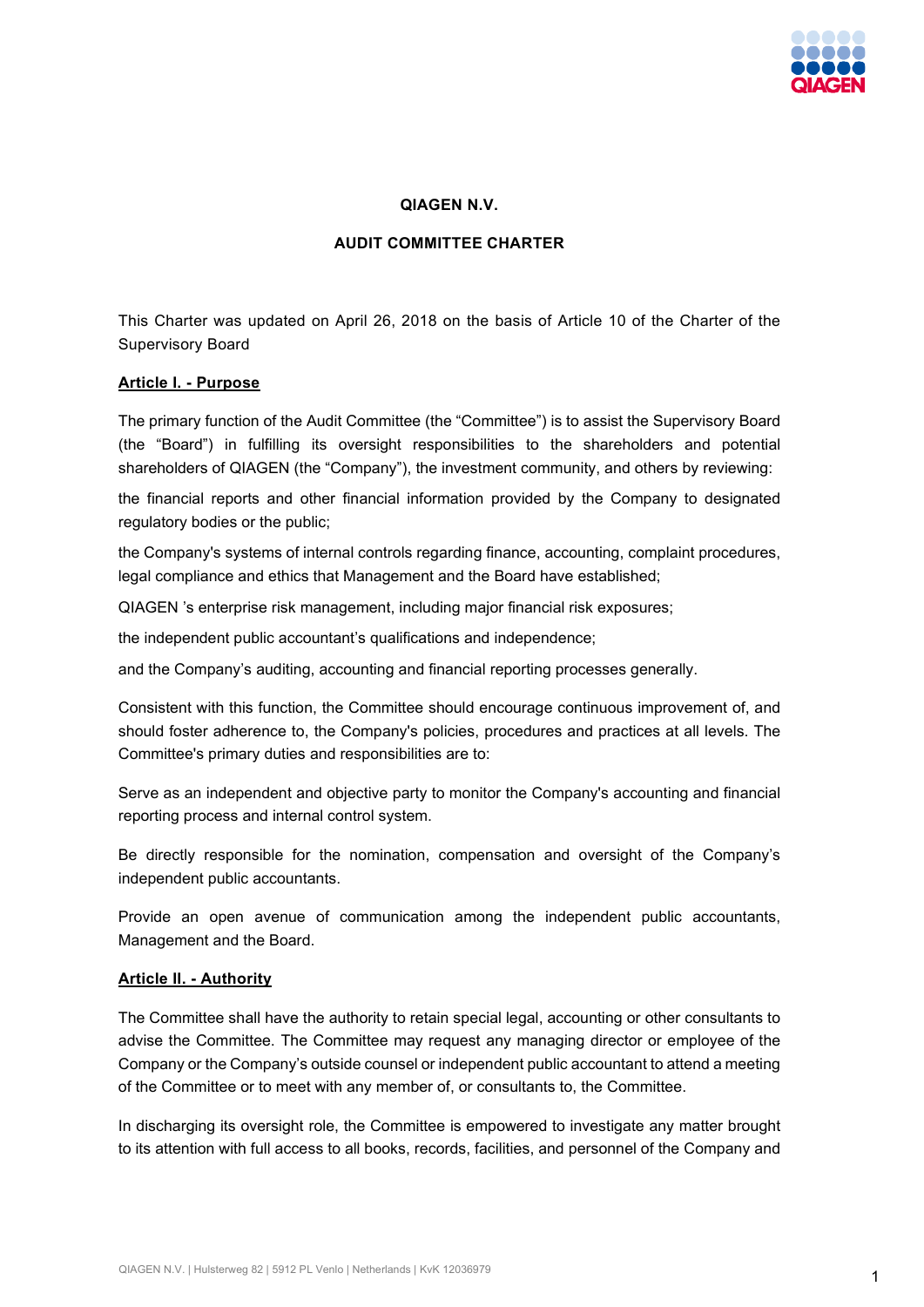# QIAGEN N.V.

## AUDIT COMMITTEE CHARTER

This Charter was updated on April 26, 2018 on the basis of Article 10 of the Charter of the Supervisory Board

**Article I. - Purpose**

The primary function of the Audit Committee (the "Committee") is to assist the Supervisory Board (the "Board") in fulfilling its oversight responsibilities to the shareholders and potential shareholders of QIAGEN (the "Company"), the investment community, and others by reviewing:

the financial reports and other financial information provided by the Company to designated regulatory bodies or the public;

the Company's systems of internal controls regarding finance, accounting, complaint procedures, legal compliance and ethics that Management and the Board have established;

QIAGEN 's enterprise risk management, including major financial risk exposures;

the independent public accountant's qualifications and independence;

and the Company's auditing, accounting and financial reporting processes generally.

Consistent with this function, the Committee should encourage continuous improvement of, and should foster adherence to, the Company's policies, procedures and practices at all levels. The Committee's primary duties and responsibilities are to:

Serve as an independent and objective party to monitor the Company's accounting and financial reporting process and internal control system.

Be directly responsible for the nomination, compensation and oversight of the Company's independent public accountants.

Provide an open avenue of communication among the independent public accountants, Management and the Board.

**Article II. - Authority**

The Committee shall have the authority to retain special legal, accounting or other consultants to advise the Committee. The Committee may request any managing director or employee of the Company or the Company's outside counsel or independent public accountant to attend a meeting of the Committee or to meet with any member of, or consultants to, the Committee.

In discharging its oversight role, the Committee is empowered to investigate any matter brought to its attention with full access to all books, records, facilities, and personnel of the Company and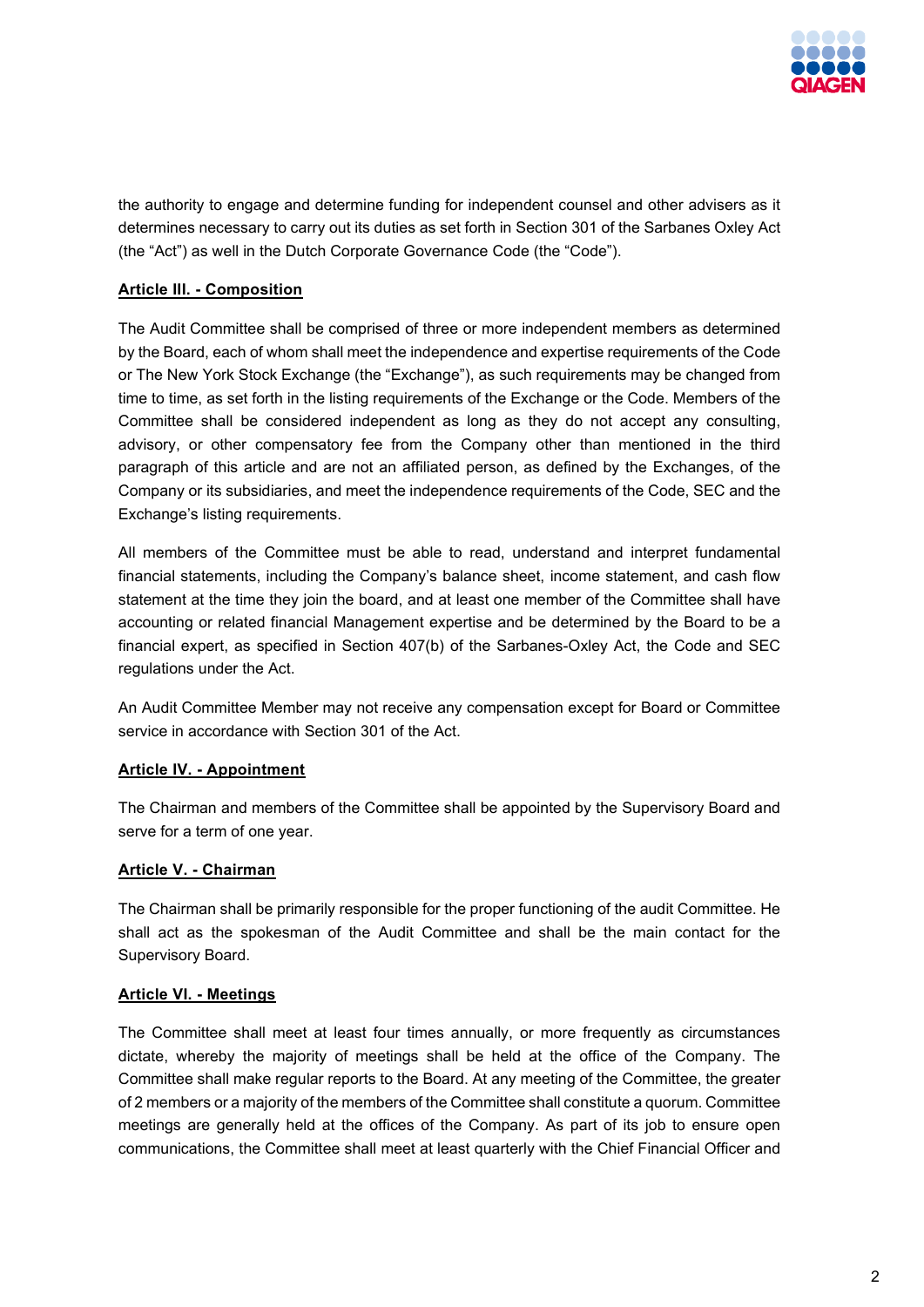the authority to engage and determine funding for independent counsel and other advisers as it determines necessary to carry out its duties as set forth in Section 301 of the Sarbanes Oxley Act (the "Act") as well in the Dutch Corporate Governance Code (the "Code").

**Article III. - Composition**

The Audit Committee shall be comprised of three or more independent members as determined by the Board, each of whom shall meet the independence and expertise requirements of the Code or The New York Stock Exchange (the "Exchange"), as such requirements may be changed from time to time, as set forth in the listing requirements of the Exchange or the Code. Members of the Committee shall be considered independent as long as they do not accept any consulting, advisory, or other compensatory fee from the Company other than mentioned in the third paragraph of this article and are not an affiliated person, as defined by the Exchanges, of the Company or its subsidiaries, and meet the independence requirements of the Code, SEC and the Exchange's listing requirements.

All members of the Committee must be able to read, understand and interpret fundamental financial statements, including the Company's balance sheet, income statement, and cash flow statement at the time they join the board, and at least one member of the Committee shall have accounting or related financial Management expertise and be determined by the Board to be a financial expert, as specified in Section 407(b) of the Sarbanes-Oxley Act, the Code and SEC regulations under the Act.

An Audit Committee Member may not receive any compensation except for Board or Committee service in accordance with Section 301 of the Act.

**Article IV. - Appointment**

The Chairman and members of the Committee shall be appointed by the Supervisory Board and serve for a term of one year.

**Article V. - Chairman**

The Chairman shall be primarily responsible for the proper functioning of the audit Committee. He shall act as the spokesman of the Audit Committee and shall be the main contact for the Supervisory Board.

**Article VI. - Meetings**

The Committee shall meet at least four times annually, or more frequently as circumstances dictate, whereby the majority of meetings shall be held at the office of the Company. The Committee shall make regular reports to the Board. At any meeting of the Committee, the greater of 2 members or a majority of the members of the Committee shall constitute a quorum. Committee meetings are generally held at the offices of the Company. As part of its job to ensure open communications, the Committee shall meet at least quarterly with the Chief Financial Officer and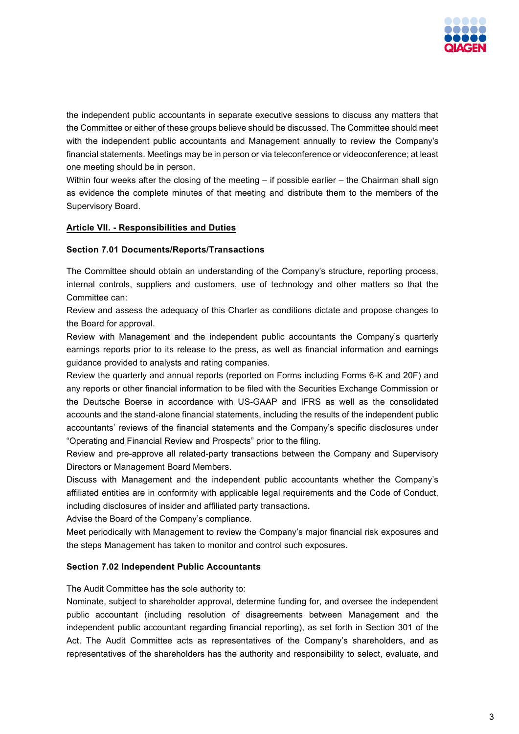the independent public accountants in separate executive sessions to discuss any matters that the Committee or either of these groups believe should be discussed. The Committee should meet with the independent public accountants and Management annually to review the Company's financial statements. Meetings may be in person or via teleconference or videoconference; at least one meeting should be in person.

Within four weeks after the closing of the meeting – if possible earlier – the Chairman shall sign as evidence the complete minutes of that meeting and distribute them to the members of the Supervisory Board.

**Article VII. - Responsibilities and Duties**

**Section 7.01 Documents/Reports/Transactions**

The Committee should obtain an understanding of the Company's structure, reporting process, internal controls, suppliers and customers, use of technology and other matters so that the Committee can:

Review and assess the adequacy of this Charter as conditions dictate and propose changes to the Board for approval.

Review with Management and the independent public accountants the Company's quarterly earnings reports prior to its release to the press, as well as financial information and earnings guidance provided to analysts and rating companies.

Review the quarterly and annual reports (reported on Forms including Forms 6-K and 20F) and any reports or other financial information to be filed with the Securities Exchange Commission or the Deutsche Boerse in accordance with US-GAAP and IFRS as well as the consolidated accounts and the stand-alone financial statements, including the results of the independent public accountants' reviews of the financial statements and the Company's specific disclosures under "Operating and Financial Review and Prospects" prior to the filing.

Review and pre-approve all related-party transactions between the Company and Supervisory Directors or Management Board Members.

Discuss with Management and the independent public accountants whether the Company's affiliated entities are in conformity with applicable legal requirements and the Code of Conduct, including disclosures of insider and affiliated party transactions**.**

Advise the Board of the Company's compliance.

Meet periodically with Management to review the Company's major financial risk exposures and the steps Management has taken to monitor and control such exposures.

**Section 7.02 Independent Public Accountants**

The Audit Committee has the sole authority to:

Nominate, subject to shareholder approval, determine funding for, and oversee the independent public accountant (including resolution of disagreements between Management and the independent public accountant regarding financial reporting), as set forth in Section 301 of the Act. The Audit Committee acts as representatives of the Company's shareholders, and as representatives of the shareholders has the authority and responsibility to select, evaluate, and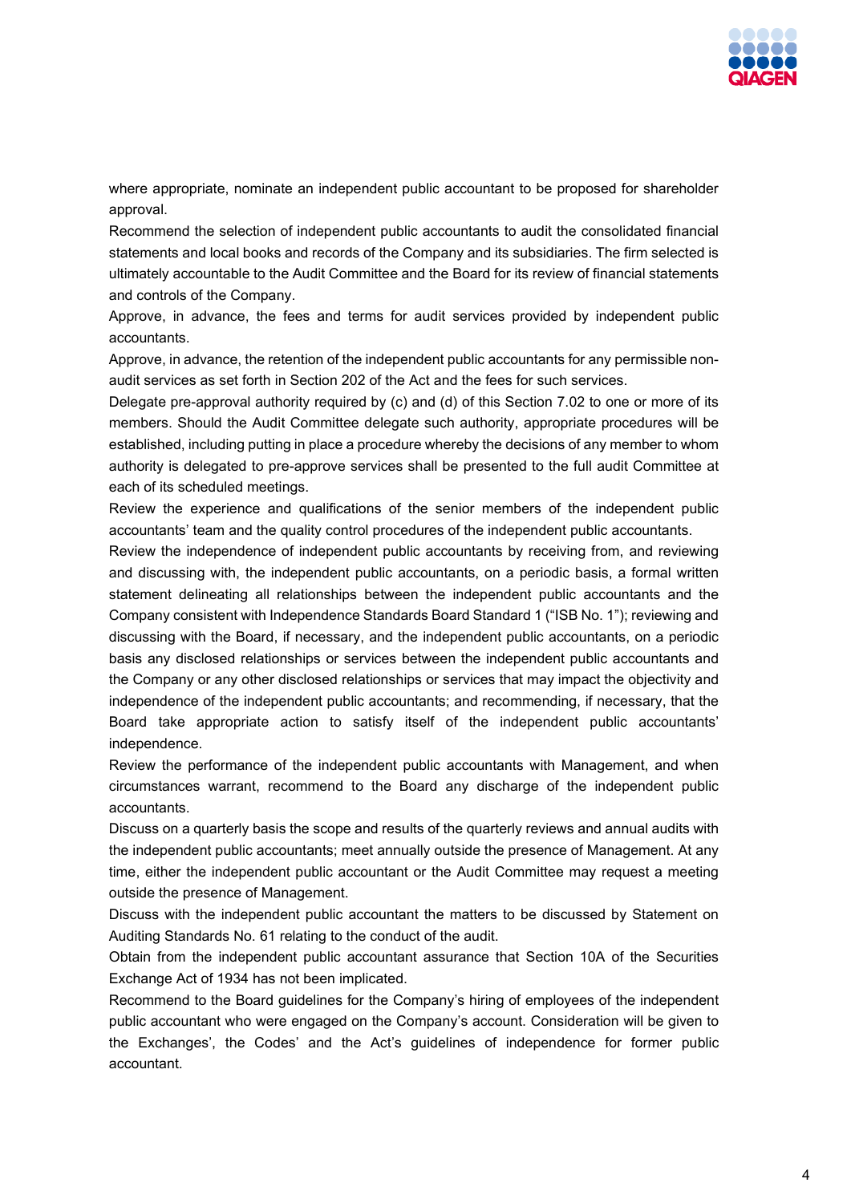where appropriate, nominate an independent public accountant to be proposed for shareholder approval.

Recommend the selection of independent public accountants to audit the consolidated financial statements and local books and records of the Company and its subsidiaries. The firm selected is ultimately accountable to the Audit Committee and the Board for its review of financial statements and controls of the Company.

Approve, in advance, the fees and terms for audit services provided by independent public accountants.

Approve, in advance, the retention of the independent public accountants for any permissible non-audit services as set forth in Section 202 of the Act and the fees for such services.

Delegate pre-approval authority required by (c) and (d) of this Section 7.02 to one or more of its members. Should the Audit Committee delegate such authority, appropriate procedures will be established, including putting in place a procedure whereby the decisions of any member to whom authority is delegated to pre-approve services shall be presented to the full audit Committee at each of its scheduled meetings.

Review the experience and qualifications of the senior members of the independent public accountants' team and the quality control procedures of the independent public accountants.

Review the independence of independent public accountants by receiving from, and reviewing and discussing with, the independent public accountants, on a periodic basis, a formal written statement delineating all relationships between the independent public accountants and the Company consistent with Independence Standards Board Standard 1 ("ISB No. 1"); reviewing and discussing with the Board, if necessary, and the independent public accountants, on a periodic basis any disclosed relationships or services between the independent public accountants and the Company or any other disclosed relationships or services that may impact the objectivity and independence of the independent public accountants; and recommending, if necessary, that the Board take appropriate action to satisfy itself of the independent public accountants' independence.

Review the performance of the independent public accountants with Management, and when circumstances warrant, recommend to the Board any discharge of the independent public accountants.

Discuss on a quarterly basis the scope and results of the quarterly reviews and annual audits with the independent public accountants; meet annually outside the presence of Management. At any time, either the independent public accountant or the Audit Committee may request a meeting outside the presence of Management.

Discuss with the independent public accountant the matters to be discussed by Statement on Auditing Standards No. 61 relating to the conduct of the audit.

Obtain from the independent public accountant assurance that Section 10A of the Securities Exchange Act of 1934 has not been implicated.

Recommend to the Board guidelines for the Company's hiring of employees of the independent public accountant who were engaged on the Company's account. Consideration will be given to the Exchanges', the Codes' and the Act's guidelines of independence for former public accountant.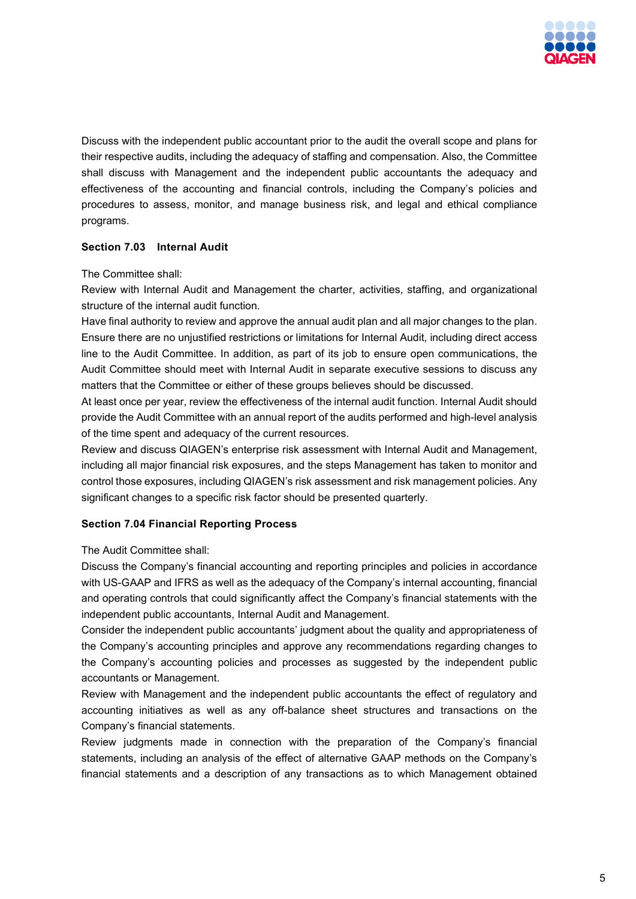Discuss with the independent public accountant prior to the audit the overall scope and plans for their respective audits, including the adequacy of staffing and compensation. Also, the Committee shall discuss with Management and the independent public accountants the adequacy and effectiveness of the accounting and financial controls, including the Company's policies and procedures to assess, monitor, and manage business risk, and legal and ethical compliance programs.

**Section 7.03 Internal Audit**

The Committee shall:

Review with Internal Audit and Management the charter, activities, staffing, and organizational structure of the internal audit function.

Have final authority to review and approve the annual audit plan and all major changes to the plan.

Ensure there are no unjustified restrictions or limitations for Internal Audit, including direct access line to the Audit Committee. In addition, as part of its job to ensure open communications, the Audit Committee should meet with Internal Audit in separate executive sessions to discuss any matters that the Committee or either of these groups believes should be discussed.

At least once per year, review the effectiveness of the internal audit function. Internal Audit should provide the Audit Committee with an annual report of the audits performed and high-level analysis of the time spent and adequacy of the current resources.

Review and discuss QIAGEN's enterprise risk assessment with Internal Audit and Management, including all major financial risk exposures, and the steps Management has taken to monitor and control those exposures, including QIAGEN's risk assessment and risk management policies. Any significant changes to a specific risk factor should be presented quarterly.

**Section 7.04 Financial Reporting Process**

The Audit Committee shall:

Discuss the Company's financial accounting and reporting principles and policies in accordance with US-GAAP and IFRS as well as the adequacy of the Company's internal accounting, financial and operating controls that could significantly affect the Company's financial statements with the independent public accountants, Internal Audit and Management.

Consider the independent public accountants' judgment about the quality and appropriateness of the Company's accounting principles and approve any recommendations regarding changes to the Company's accounting policies and processes as suggested by the independent public accountants or Management.

Review with Management and the independent public accountants the effect of regulatory and accounting initiatives as well as any off-balance sheet structures and transactions on the Company's financial statements.

Review judgments made in connection with the preparation of the Company's financial statements, including an analysis of the effect of alternative GAAP methods on the Company's financial statements and a description of any transactions as to which Management obtained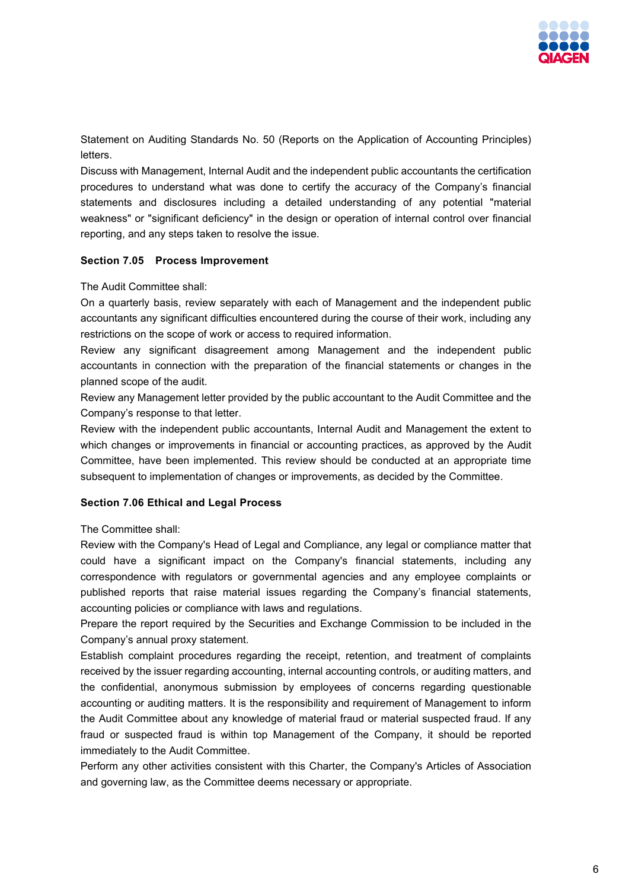Statement on Auditing Standards No. 50 (Reports on the Application of Accounting Principles) letters.

Discuss with Management, Internal Audit and the independent public accountants the certification procedures to understand what was done to certify the accuracy of the Company's financial statements and disclosures including a detailed understanding of any potential "material weakness" or "significant deficiency" in the design or operation of internal control over financial reporting, and any steps taken to resolve the issue.

**Section 7.05 Process Improvement**

The Audit Committee shall:

On a quarterly basis, review separately with each of Management and the independent public accountants any significant difficulties encountered during the course of their work, including any restrictions on the scope of work or access to required information.

Review any significant disagreement among Management and the independent public accountants in connection with the preparation of the financial statements or changes in the planned scope of the audit.

Review any Management letter provided by the public accountant to the Audit Committee and the Company's response to that letter.

Review with the independent public accountants, Internal Audit and Management the extent to which changes or improvements in financial or accounting practices, as approved by the Audit Committee, have been implemented. This review should be conducted at an appropriate time subsequent to implementation of changes or improvements, as decided by the Committee.

**Section 7.06 Ethical and Legal Process**

The Committee shall:

Review with the Company's Head of Legal and Compliance, any legal or compliance matter that could have a significant impact on the Company's financial statements, including any correspondence with regulators or governmental agencies and any employee complaints or published reports that raise material issues regarding the Company's financial statements, accounting policies or compliance with laws and regulations.

Prepare the report required by the Securities and Exchange Commission to be included in the Company's annual proxy statement.

Establish complaint procedures regarding the receipt, retention, and treatment of complaints received by the issuer regarding accounting, internal accounting controls, or auditing matters, and the confidential, anonymous submission by employees of concerns regarding questionable accounting or auditing matters. It is the responsibility and requirement of Management to inform the Audit Committee about any knowledge of material fraud or material suspected fraud. If any fraud or suspected fraud is within top Management of the Company, it should be reported immediately to the Audit Committee.

Perform any other activities consistent with this Charter, the Company's Articles of Association and governing law, as the Committee deems necessary or appropriate.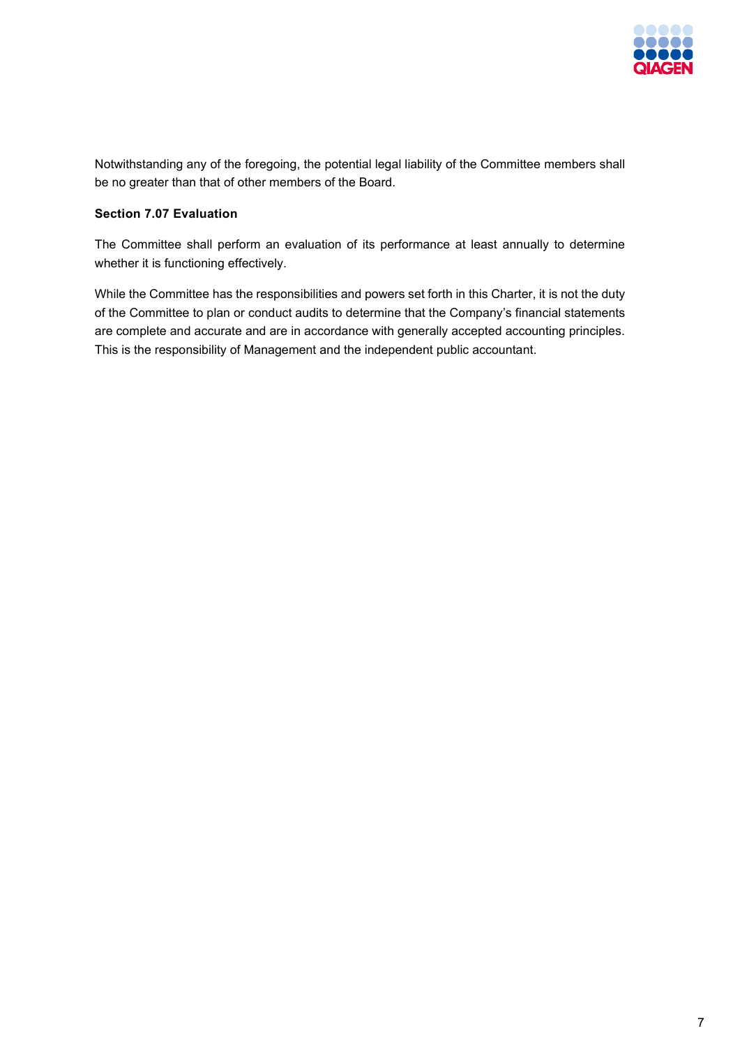Notwithstanding any of the foregoing, the potential legal liability of the Committee members shall be no greater than that of other members of the Board.

**Section 7.07 Evaluation**

The Committee shall perform an evaluation of its performance at least annually to determine whether it is functioning effectively.

While the Committee has the responsibilities and powers set forth in this Charter, it is not the duty of the Committee to plan or conduct audits to determine that the Company's financial statements are complete and accurate and are in accordance with generally accepted accounting principles. This is the responsibility of Management and the independent public accountant.